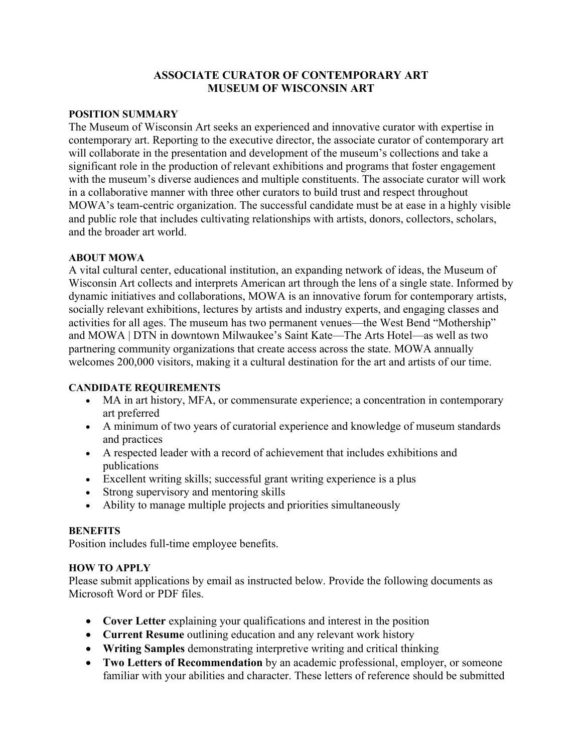# ASSOCIATE CURATOR OF CONTEMPORARY ART
# MUSEUM OF WISCONSIN ART

## POSITION SUMMARY

The Museum of Wisconsin Art seeks an experienced and innovative curator with expertise in contemporary art. Reporting to the executive director, the associate curator of contemporary art will collaborate in the presentation and development of the museum's collections and take a significant role in the production of relevant exhibitions and programs that foster engagement with the museum's diverse audiences and multiple constituents. The associate curator will work in a collaborative manner with three other curators to build trust and respect throughout MOWA's team-centric organization. The successful candidate must be at ease in a highly visible and public role that includes cultivating relationships with artists, donors, collectors, scholars, and the broader art world.

## ABOUT MOWA

A vital cultural center, educational institution, an expanding network of ideas, the Museum of Wisconsin Art collects and interprets American art through the lens of a single state. Informed by dynamic initiatives and collaborations, MOWA is an innovative forum for contemporary artists, socially relevant exhibitions, lectures by artists and industry experts, and engaging classes and activities for all ages. The museum has two permanent venues—the West Bend "Mothership" and MOWA | DTN in downtown Milwaukee's Saint Kate—The Arts Hotel—as well as two partnering community organizations that create access across the state. MOWA annually welcomes 200,000 visitors, making it a cultural destination for the art and artists of our time.

## CANDIDATE REQUIREMENTS

- MA in art history, MFA, or commensurate experience; a concentration in contemporary art preferred
- A minimum of two years of curatorial experience and knowledge of museum standards and practices
- A respected leader with a record of achievement that includes exhibitions and publications
- Excellent writing skills; successful grant writing experience is a plus
- Strong supervisory and mentoring skills
- Ability to manage multiple projects and priorities simultaneously

## BENEFITS

Position includes full-time employee benefits.

## HOW TO APPLY

Please submit applications by email as instructed below. Provide the following documents as Microsoft Word or PDF files.

- **Cover Letter** explaining your qualifications and interest in the position
- **Current Resume** outlining education and any relevant work history
- **Writing Samples** demonstrating interpretive writing and critical thinking
- **Two Letters of Recommendation** by an academic professional, employer, or someone familiar with your abilities and character. These letters of reference should be submitted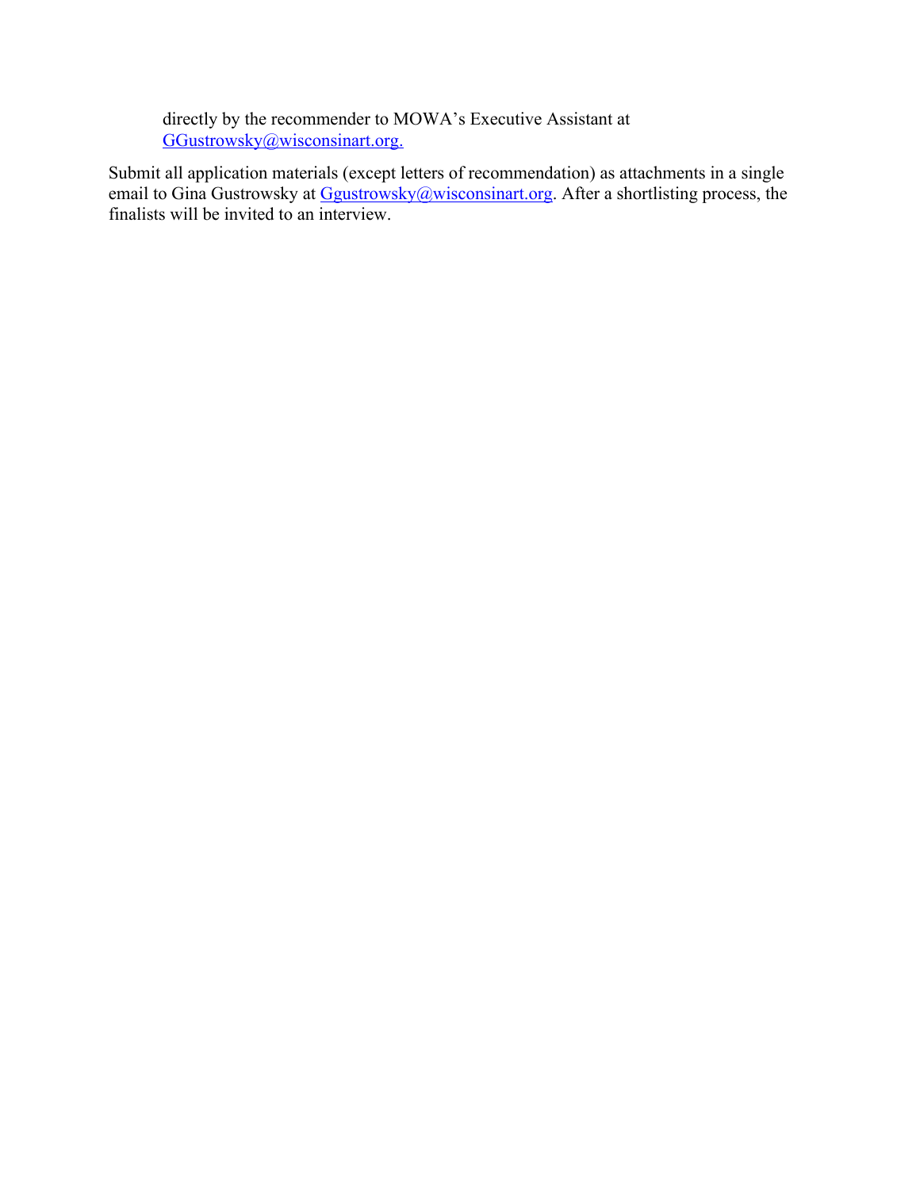directly by the recommender to MOWA's Executive Assistant at [GGustrowsky@wisconsinart.org.](mailto:GGustrowsky@wisconsinart.org)

Submit all application materials (except letters of recommendation) as attachments in a single email to Gina Gustrowsky at [Ggustrowsky@wisconsinart.org](mailto:Ggustrowsky@wisconsinart.org). After a shortlisting process, the finalists will be invited to an interview.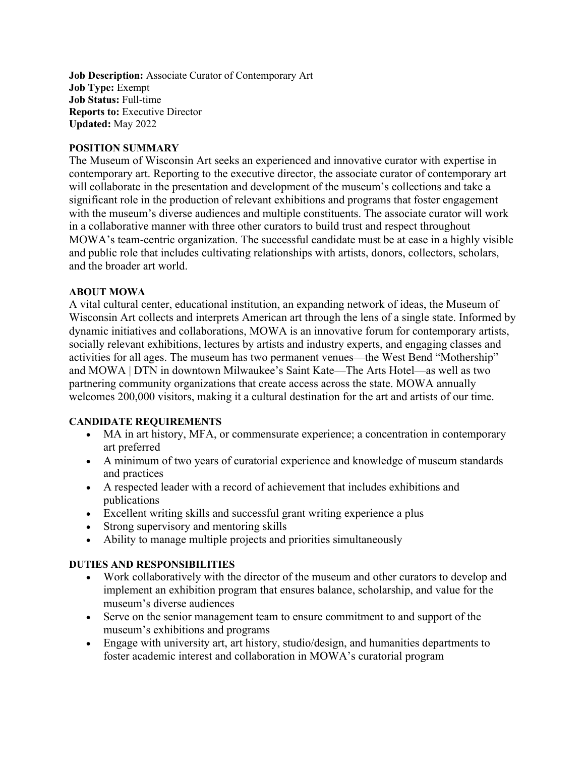**Job Description:** Associate Curator of Contemporary Art
**Job Type:** Exempt
**Job Status:** Full-time
**Reports to:** Executive Director
**Updated:** May 2022

**POSITION SUMMARY**

The Museum of Wisconsin Art seeks an experienced and innovative curator with expertise in contemporary art. Reporting to the executive director, the associate curator of contemporary art will collaborate in the presentation and development of the museum's collections and take a significant role in the production of relevant exhibitions and programs that foster engagement with the museum's diverse audiences and multiple constituents. The associate curator will work in a collaborative manner with three other curators to build trust and respect throughout MOWA's team-centric organization. The successful candidate must be at ease in a highly visible and public role that includes cultivating relationships with artists, donors, collectors, scholars, and the broader art world.

**ABOUT MOWA**

A vital cultural center, educational institution, an expanding network of ideas, the Museum of Wisconsin Art collects and interprets American art through the lens of a single state. Informed by dynamic initiatives and collaborations, MOWA is an innovative forum for contemporary artists, socially relevant exhibitions, lectures by artists and industry experts, and engaging classes and activities for all ages. The museum has two permanent venues—the West Bend "Mothership" and MOWA | DTN in downtown Milwaukee's Saint Kate—The Arts Hotel—as well as two partnering community organizations that create access across the state. MOWA annually welcomes 200,000 visitors, making it a cultural destination for the art and artists of our time.

**CANDIDATE REQUIREMENTS**

- MA in art history, MFA, or commensurate experience; a concentration in contemporary art preferred
- A minimum of two years of curatorial experience and knowledge of museum standards and practices
- A respected leader with a record of achievement that includes exhibitions and publications
- Excellent writing skills and successful grant writing experience a plus
- Strong supervisory and mentoring skills
- Ability to manage multiple projects and priorities simultaneously

**DUTIES AND RESPONSIBILITIES**

- Work collaboratively with the director of the museum and other curators to develop and implement an exhibition program that ensures balance, scholarship, and value for the museum's diverse audiences
- Serve on the senior management team to ensure commitment to and support of the museum's exhibitions and programs
- Engage with university art, art history, studio/design, and humanities departments to foster academic interest and collaboration in MOWA's curatorial program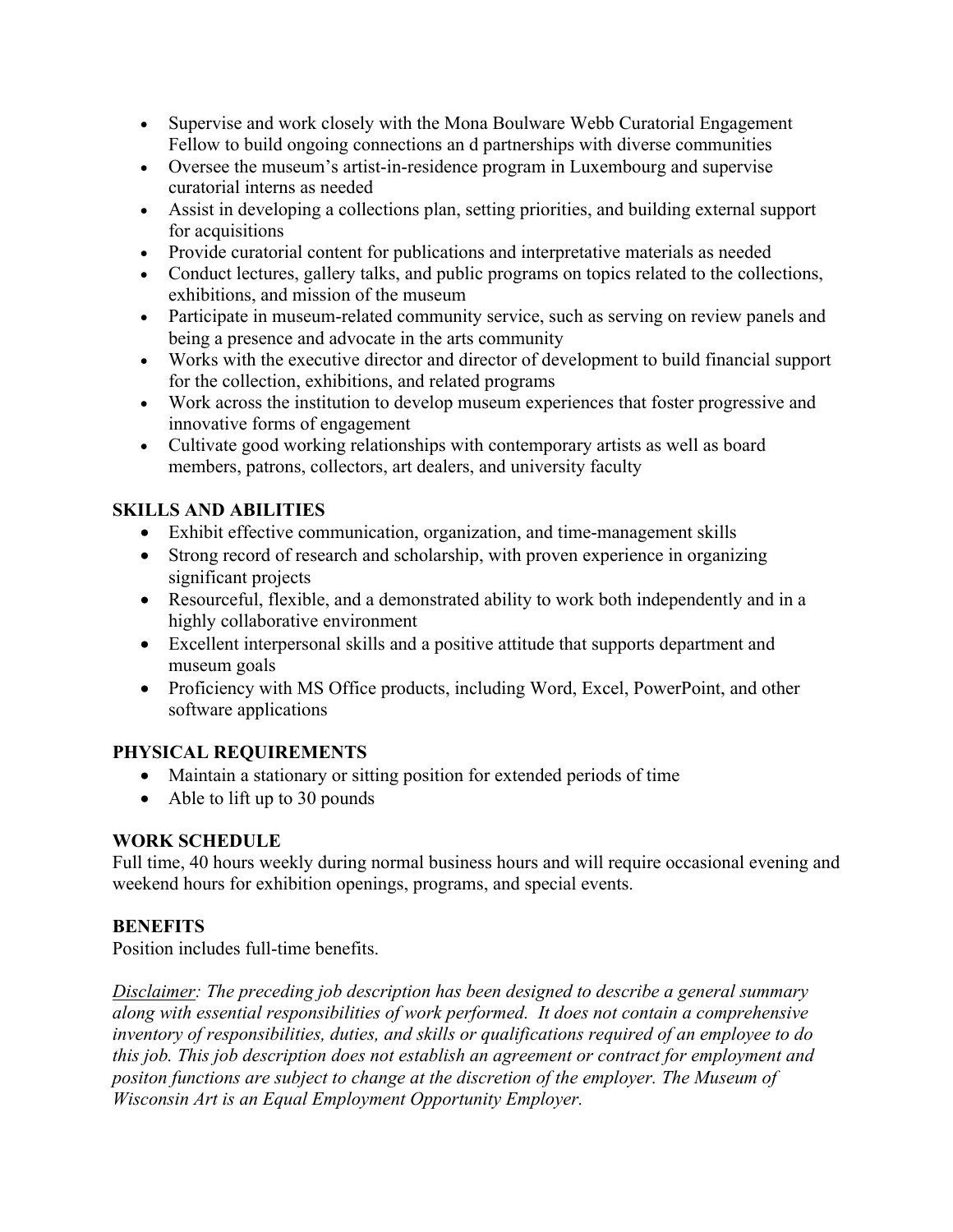- Supervise and work closely with the Mona Boulware Webb Curatorial Engagement Fellow to build ongoing connections an d partnerships with diverse communities
- Oversee the museum's artist-in-residence program in Luxembourg and supervise curatorial interns as needed
- Assist in developing a collections plan, setting priorities, and building external support for acquisitions
- Provide curatorial content for publications and interpretative materials as needed
- Conduct lectures, gallery talks, and public programs on topics related to the collections, exhibitions, and mission of the museum
- Participate in museum-related community service, such as serving on review panels and being a presence and advocate in the arts community
- Works with the executive director and director of development to build financial support for the collection, exhibitions, and related programs
- Work across the institution to develop museum experiences that foster progressive and innovative forms of engagement
- Cultivate good working relationships with contemporary artists as well as board members, patrons, collectors, art dealers, and university faculty

**SKILLS AND ABILITIES**

- Exhibit effective communication, organization, and time-management skills
- Strong record of research and scholarship, with proven experience in organizing significant projects
- Resourceful, flexible, and a demonstrated ability to work both independently and in a highly collaborative environment
- Excellent interpersonal skills and a positive attitude that supports department and museum goals
- Proficiency with MS Office products, including Word, Excel, PowerPoint, and other software applications

**PHYSICAL REQUIREMENTS**

- Maintain a stationary or sitting position for extended periods of time
- Able to lift up to 30 pounds

**WORK SCHEDULE**

Full time, 40 hours weekly during normal business hours and will require occasional evening and weekend hours for exhibition openings, programs, and special events.

**BENEFITS**

Position includes full-time benefits.

*Disclaimer: The preceding job description has been designed to describe a general summary along with essential responsibilities of work performed. It does not contain a comprehensive inventory of responsibilities, duties, and skills or qualifications required of an employee to do this job. This job description does not establish an agreement or contract for employment and positon functions are subject to change at the discretion of the employer. The Museum of Wisconsin Art is an Equal Employment Opportunity Employer.*